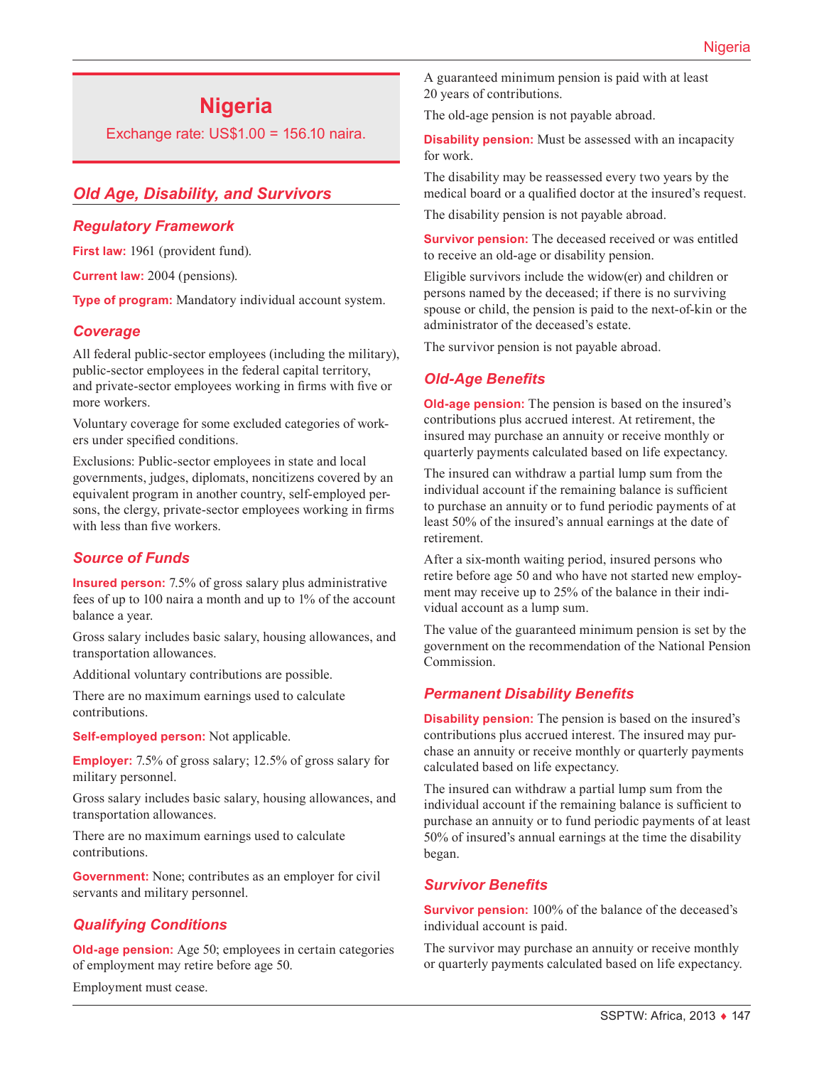# Nigeria

Exchange rate: US$1.00 = 156.10 naira.

## Old Age, Disability, and Survivors

### Regulatory Framework

**First law:** 1961 (provident fund).

**Current law:** 2004 (pensions).

**Type of program:** Mandatory individual account system.

### Coverage

All federal public-sector employees (including the military), public-sector employees in the federal capital territory, and private-sector employees working in firms with five or more workers.

Voluntary coverage for some excluded categories of workers under specified conditions.

Exclusions: Public-sector employees in state and local governments, judges, diplomats, noncitizens covered by an equivalent program in another country, self-employed persons, the clergy, private-sector employees working in firms with less than five workers.

### Source of Funds

**Insured person:** 7.5% of gross salary plus administrative fees of up to 100 naira a month and up to 1% of the account balance a year.

Gross salary includes basic salary, housing allowances, and transportation allowances.

Additional voluntary contributions are possible.

There are no maximum earnings used to calculate contributions.

**Self-employed person:** Not applicable.

**Employer:** 7.5% of gross salary; 12.5% of gross salary for military personnel.

Gross salary includes basic salary, housing allowances, and transportation allowances.

There are no maximum earnings used to calculate contributions.

**Government:** None; contributes as an employer for civil servants and military personnel.

### Qualifying Conditions

**Old-age pension:** Age 50; employees in certain categories of employment may retire before age 50.

Employment must cease.

A guaranteed minimum pension is paid with at least 20 years of contributions.

The old-age pension is not payable abroad.

**Disability pension:** Must be assessed with an incapacity for work.

The disability may be reassessed every two years by the medical board or a qualified doctor at the insured's request.

The disability pension is not payable abroad.

**Survivor pension:** The deceased received or was entitled to receive an old-age or disability pension.

Eligible survivors include the widow(er) and children or persons named by the deceased; if there is no surviving spouse or child, the pension is paid to the next-of-kin or the administrator of the deceased's estate.

The survivor pension is not payable abroad.

### Old-Age Benefits

**Old-age pension:** The pension is based on the insured's contributions plus accrued interest. At retirement, the insured may purchase an annuity or receive monthly or quarterly payments calculated based on life expectancy.

The insured can withdraw a partial lump sum from the individual account if the remaining balance is sufficient to purchase an annuity or to fund periodic payments of at least 50% of the insured's annual earnings at the date of retirement.

After a six-month waiting period, insured persons who retire before age 50 and who have not started new employment may receive up to 25% of the balance in their individual account as a lump sum.

The value of the guaranteed minimum pension is set by the government on the recommendation of the National Pension Commission.

### Permanent Disability Benefits

**Disability pension:** The pension is based on the insured's contributions plus accrued interest. The insured may purchase an annuity or receive monthly or quarterly payments calculated based on life expectancy.

The insured can withdraw a partial lump sum from the individual account if the remaining balance is sufficient to purchase an annuity or to fund periodic payments of at least 50% of insured's annual earnings at the time the disability began.

### Survivor Benefits

**Survivor pension:** 100% of the balance of the deceased's individual account is paid.

The survivor may purchase an annuity or receive monthly or quarterly payments calculated based on life expectancy.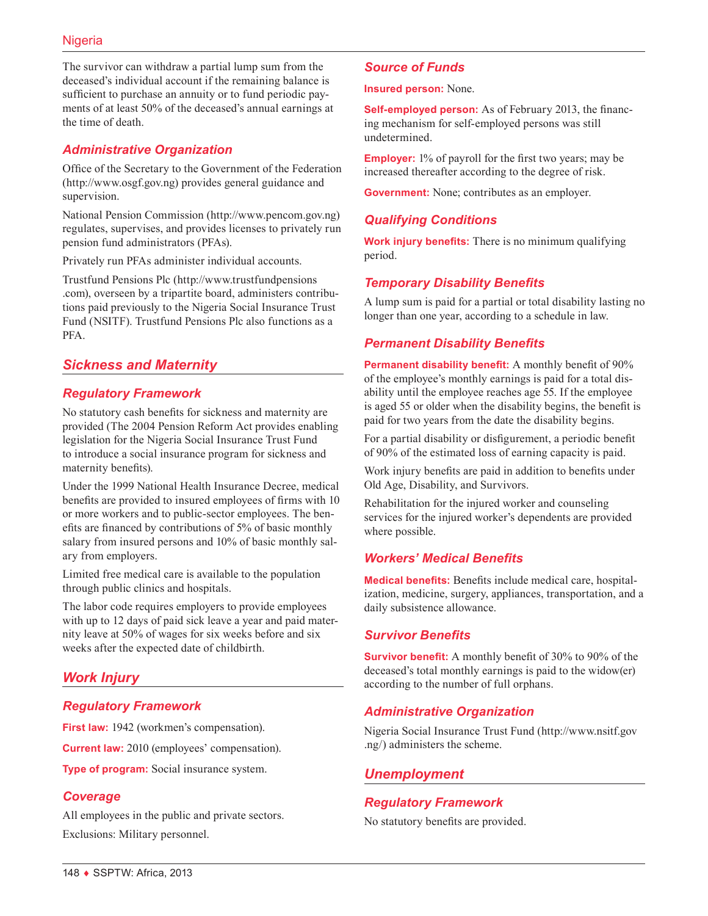The survivor can withdraw a partial lump sum from the deceased's individual account if the remaining balance is sufficient to purchase an annuity or to fund periodic payments of at least 50% of the deceased's annual earnings at the time of death.

### Administrative Organization

Office of the Secretary to the Government of the Federation (http://www.osgf.gov.ng) provides general guidance and supervision.

National Pension Commission (http://www.pencom.gov.ng) regulates, supervises, and provides licenses to privately run pension fund administrators (PFAs).

Privately run PFAs administer individual accounts.

Trustfund Pensions Plc (http://www.trustfundpensions.com), overseen by a tripartite board, administers contributions paid previously to the Nigeria Social Insurance Trust Fund (NSITF). Trustfund Pensions Plc also functions as a PFA.

## Sickness and Maternity

### Regulatory Framework

No statutory cash benefits for sickness and maternity are provided (The 2004 Pension Reform Act provides enabling legislation for the Nigeria Social Insurance Trust Fund to introduce a social insurance program for sickness and maternity benefits).

Under the 1999 National Health Insurance Decree, medical benefits are provided to insured employees of firms with 10 or more workers and to public-sector employees. The benefits are financed by contributions of 5% of basic monthly salary from insured persons and 10% of basic monthly salary from employers.

Limited free medical care is available to the population through public clinics and hospitals.

The labor code requires employers to provide employees with up to 12 days of paid sick leave a year and paid maternity leave at 50% of wages for six weeks before and six weeks after the expected date of childbirth.

## Work Injury

### Regulatory Framework

**First law:** 1942 (workmen's compensation).

**Current law:** 2010 (employees' compensation).

**Type of program:** Social insurance system.

### Coverage

All employees in the public and private sectors.

Exclusions: Military personnel.

### Source of Funds

**Insured person:** None.

**Self-employed person:** As of February 2013, the financing mechanism for self-employed persons was still undetermined.

**Employer:** 1% of payroll for the first two years; may be increased thereafter according to the degree of risk.

**Government:** None; contributes as an employer.

### Qualifying Conditions

**Work injury benefits:** There is no minimum qualifying period.

### Temporary Disability Benefits

A lump sum is paid for a partial or total disability lasting no longer than one year, according to a schedule in law.

### Permanent Disability Benefits

**Permanent disability benefit:** A monthly benefit of 90% of the employee's monthly earnings is paid for a total disability until the employee reaches age 55. If the employee is aged 55 or older when the disability begins, the benefit is paid for two years from the date the disability begins.

For a partial disability or disfigurement, a periodic benefit of 90% of the estimated loss of earning capacity is paid.

Work injury benefits are paid in addition to benefits under Old Age, Disability, and Survivors.

Rehabilitation for the injured worker and counseling services for the injured worker's dependents are provided where possible.

### Workers' Medical Benefits

**Medical benefits:** Benefits include medical care, hospitalization, medicine, surgery, appliances, transportation, and a daily subsistence allowance.

### Survivor Benefits

**Survivor benefit:** A monthly benefit of 30% to 90% of the deceased's total monthly earnings is paid to the widow(er) according to the number of full orphans.

### Administrative Organization

Nigeria Social Insurance Trust Fund (http://www.nsitf.gov.ng/) administers the scheme.

## Unemployment

### Regulatory Framework

No statutory benefits are provided.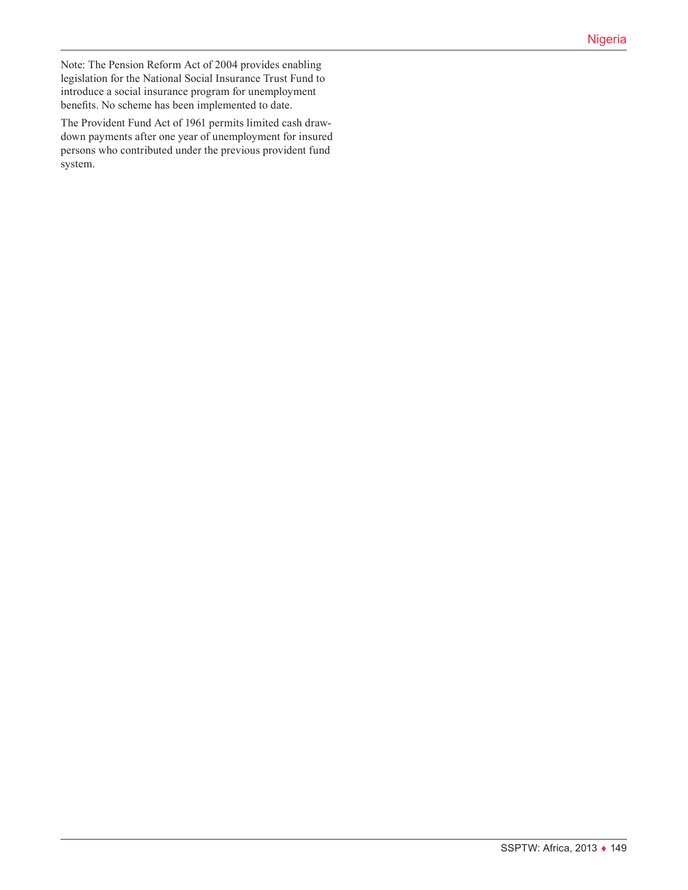Note: The Pension Reform Act of 2004 provides enabling legislation for the National Social Insurance Trust Fund to introduce a social insurance program for unemployment benefits. No scheme has been implemented to date.

The Provident Fund Act of 1961 permits limited cash drawdown payments after one year of unemployment for insured persons who contributed under the previous provident fund system.